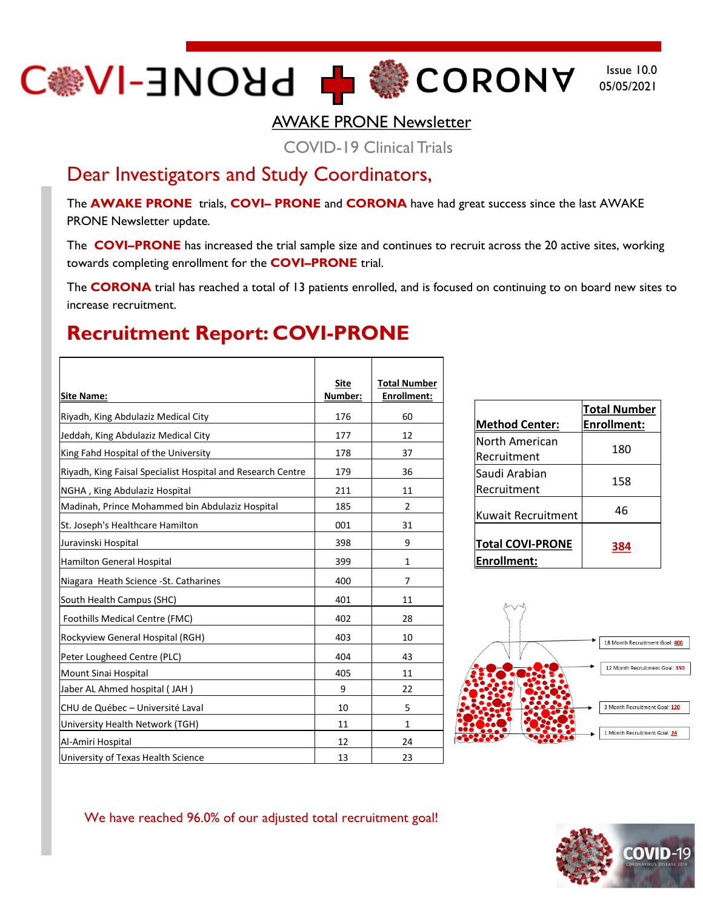# COVI-PRONE + CORONA

Issue 10.0
05/05/2021

## AWAKE PRONE Newsletter

COVID-19 Clinical Trials

## Dear Investigators and Study Coordinators,

The **AWAKE PRONE** trials, **COVI– PRONE** and **CORONA** have had great success since the last AWAKE PRONE Newsletter update.

The **COVI–PRONE** has increased the trial sample size and continues to recruit across the 20 active sites, working towards completing enrollment for the **COVI–PRONE** trial.

The **CORONA** trial has reached a total of 13 patients enrolled, and is focused on continuing to on board new sites to increase recruitment.

## Recruitment Report: COVI-PRONE

| Site Name: | Site Number: | Total Number Enrollment: |
|---|---|---|
| Riyadh, King Abdulaziz Medical City | 176 | 60 |
| Jeddah, King Abdulaziz Medical City | 177 | 12 |
| King Fahd Hospital of the University | 178 | 37 |
| Riyadh, King Faisal Specialist Hospital and Research Centre | 179 | 36 |
| NGHA , King Abdulaziz Hospital | 211 | 11 |
| Madinah, Prince Mohammed bin Abdulaziz Hospital | 185 | 2 |
| St. Joseph's Healthcare Hamilton | 001 | 31 |
| Juravinski Hospital | 398 | 9 |
| Hamilton General Hospital | 399 | 1 |
| Niagara Heath Science -St. Catharines | 400 | 7 |
| South Health Campus (SHC) | 401 | 11 |
| Foothills Medical Centre (FMC) | 402 | 28 |
| Rockyview General Hospital (RGH) | 403 | 10 |
| Peter Lougheed Centre (PLC) | 404 | 43 |
| Mount Sinai Hospital | 405 | 11 |
| Jaber AL Ahmed hospital ( JAH ) | 9 | 22 |
| CHU de Québec – Université Laval | 10 | 5 |
| University Health Network (TGH) | 11 | 1 |
| Al-Amiri Hospital | 12 | 24 |
| University of Texas Health Science | 13 | 23 |

| Method Center: | Total Number Enrollment: |
|---|---|
| North American Recruitment | 180 |
| Saudi Arabian Recruitment | 158 |
| Kuwait Recruitment | 46 |
| **Total COVI-PRONE Enrollment:** | **384** |

18 Month Recruitment Goal: 400

12 Month Recruitment Goal: 350

3 Month Recruitment Goal: 120

1 Month Recruitment Goal: 24

We have reached 96.0% of our adjusted total recruitment goal!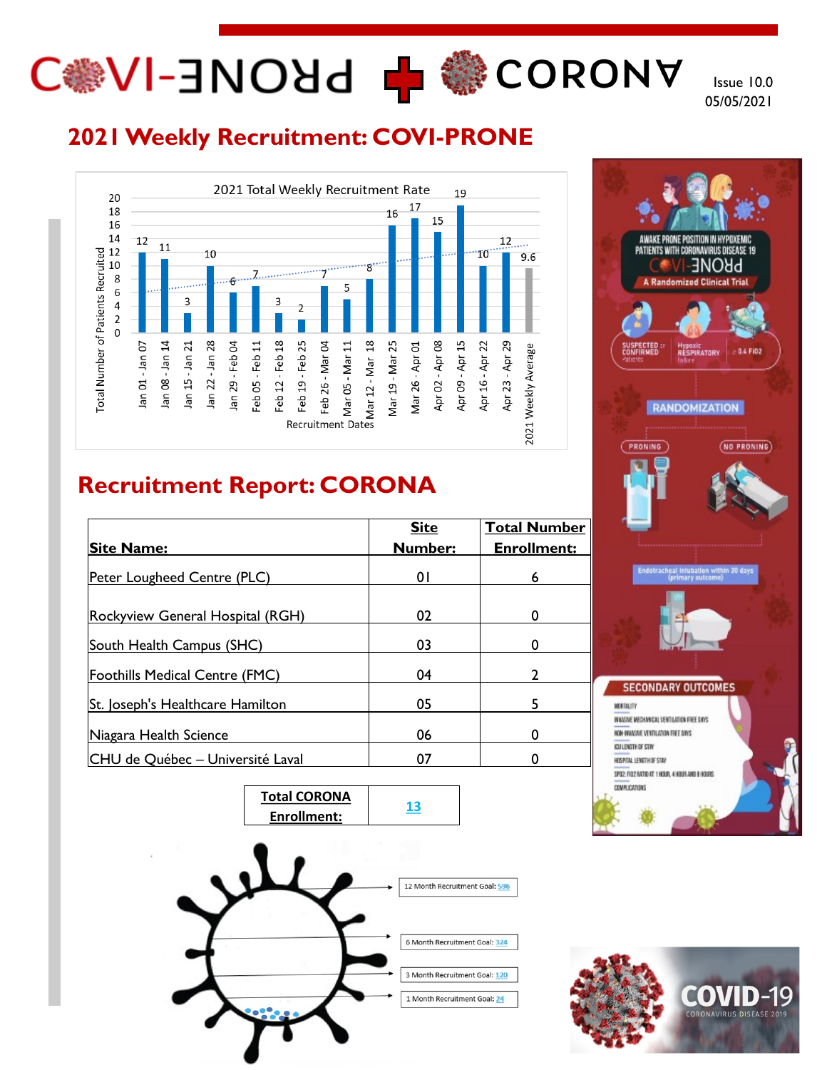Issue 10.0
05/05/2021

## 2021 Weekly Recruitment: COVI-PRONE

2021 Total Weekly Recruitment Rate

| Recruitment Dates | Total Number of Patients Recruited |
|---|---|
| Jan 01 - Jan 07 | 12 |
| Jan 08 - Jan 14 | 11 |
| Jan 15 - Jan 21 | 3 |
| Jan 22 - Jan 28 | 10 |
| Jan 29 - Feb 04 | 6 |
| Feb 05 - Feb 11 | 7 |
| Feb 12 - Feb 18 | 3 |
| Feb 19 - Feb 25 | 2 |
| Feb 26 - Mar 04 | 7 |
| Mar 05 - Mar 11 | 5 |
| Mar 12 - Mar 18 | 8 |
| Mar 19 - Mar 25 | 16 |
| Mar 26 - Apr 01 | 17 |
| Apr 02 - Apr 08 | 15 |
| Apr 09 - Apr 15 | 19 |
| Apr 16 - Apr 22 | 10 |
| Apr 23 - Apr 29 | 12 |
| 2021 Weekly Average | 9.6 |

## Recruitment Report: CORONA

| Site Name: | Site Number: | Total Number Enrollment: |
|---|---|---|
| Peter Lougheed Centre (PLC) | 01 | 6 |
| Rockyview General Hospital (RGH) | 02 | 0 |
| South Health Campus (SHC) | 03 | 0 |
| Foothills Medical Centre (FMC) | 04 | 2 |
| St. Joseph's Healthcare Hamilton | 05 | 5 |
| Niagara Health Science | 06 | 0 |
| CHU de Québec – Université Laval | 07 | 0 |

| Total CORONA Enrollment: | 13 |
|---|---|

12 Month Recruitment Goal: 596

6 Month Recruitment Goal: 324

3 Month Recruitment Goal: 120

1 Month Recruitment Goal: 24

AWAKE PRONE POSITION IN HYPOXEMIC PATIENTS WITH CORONAVIRUS DISEASE 19

COVI-PRONE

A Randomized Clinical Trial

SUSPECTED or CONFIRMED Patients — Hypoxic RESPIRATORY failure — ≥ 0.4 FiO2

RANDOMIZATION

PRONING — NO PRONING

Endotracheal intubation within 30 days (primary outcome)

SECONDARY OUTCOMES

- MORTALITY
- INVASIVE MECHANICAL VENTILATION FREE DAYS
- NON-INVASIVE VENTILATION FREE DAYS
- ICU LENGTH OF STAY
- HOSPITAL LENGTH OF STAY
- SPO2: FIO2 RATIO AT 1 HOUR, 4 HOUR AND 8 HOURS
- COMPLICATIONS

COVID-19
CORONAVIRUS DISEASE 2019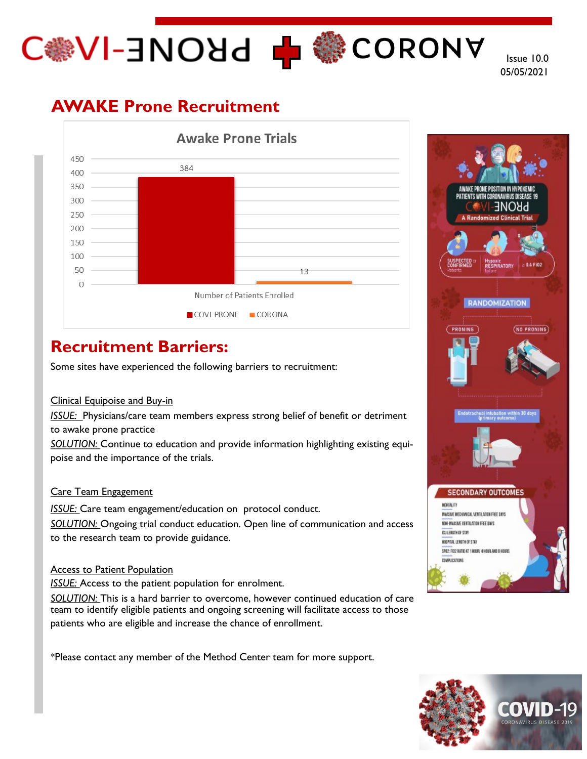Issue 10.0
05/05/2021

## AWAKE Prone Recruitment

**Awake Prone Trials**

| | Number of Patients Enrolled |
|---|---|
| COVI-PRONE | 384 |
| CORONA | 13 |

## Recruitment Barriers:

Some sites have experienced the following barriers to recruitment:

Clinical Equipoise and Buy-in

*ISSUE:* Physicians/care team members express strong belief of benefit or detriment to awake prone practice

*SOLUTION:* Continue to education and provide information highlighting existing equipoise and the importance of the trials.

Care Team Engagement

*ISSUE:* Care team engagement/education on protocol conduct.

*SOLUTION:* Ongoing trial conduct education. Open line of communication and access to the research team to provide guidance.

Access to Patient Population

*ISSUE:* Access to the patient population for enrolment.

*SOLUTION:* This is a hard barrier to overcome, however continued education of care team to identify eligible patients and ongoing screening will facilitate access to those patients who are eligible and increase the chance of enrollment.

*Please contact any member of the Method Center team for more support.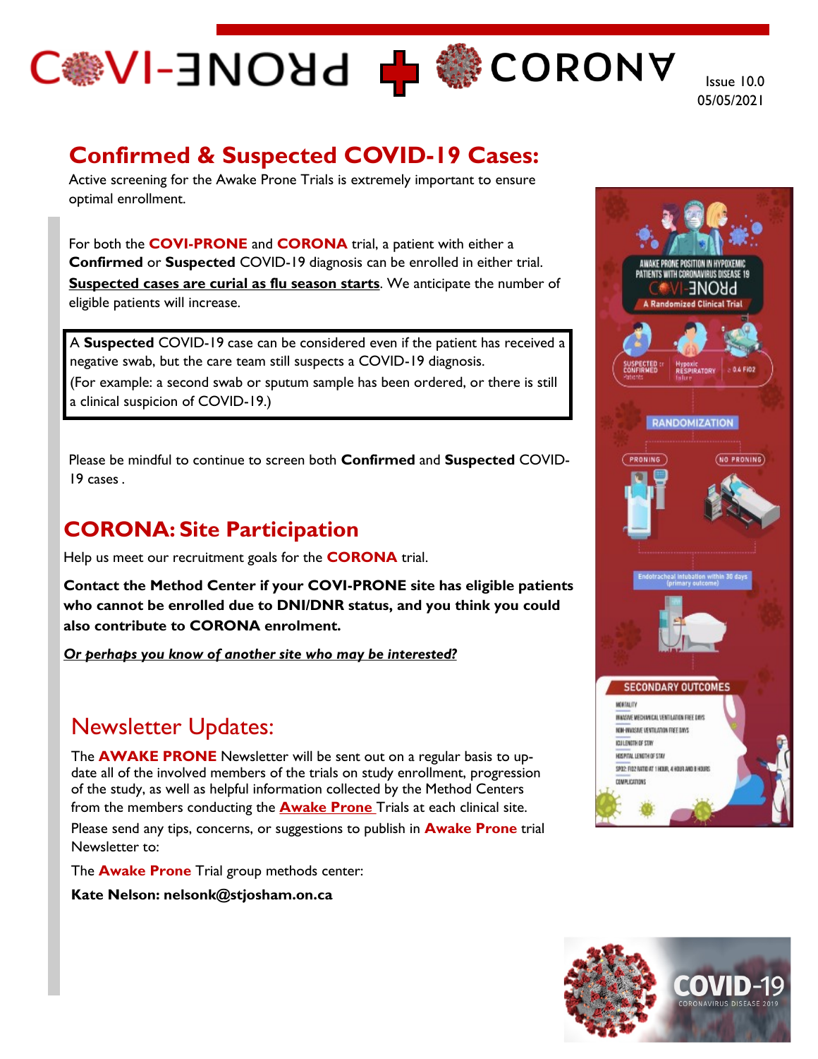Issue 10.0
05/05/2021

## Confirmed & Suspected COVID-19 Cases:

Active screening for the Awake Prone Trials is extremely important to ensure optimal enrollment.

For both the **COVI-PRONE** and **CORONA** trial, a patient with either a **Confirmed** or **Suspected** COVID-19 diagnosis can be enrolled in either trial. **Suspected cases are curial as flu season starts**. We anticipate the number of eligible patients will increase.

A **Suspected** COVID-19 case can be considered even if the patient has received a negative swab, but the care team still suspects a COVID-19 diagnosis.
(For example: a second swab or sputum sample has been ordered, or there is still a clinical suspicion of COVID-19.)

Please be mindful to continue to screen both **Confirmed** and **Suspected** COVID-19 cases .

## CORONA: Site Participation

Help us meet our recruitment goals for the **CORONA** trial.

**Contact the Method Center if your COVI-PRONE site has eligible patients who cannot be enrolled due to DNI/DNR status, and you think you could also contribute to CORONA enrolment.**

***Or perhaps you know of another site who may be interested?***

## Newsletter Updates:

The **AWAKE PRONE** Newsletter will be sent out on a regular basis to update all of the involved members of the trials on study enrollment, progression of the study, as well as helpful information collected by the Method Centers from the members conducting the **Awake Prone** Trials at each clinical site.

Please send any tips, concerns, or suggestions to publish in **Awake Prone** trial Newsletter to:

The **Awake Prone** Trial group methods center:

**Kate Nelson: nelsonk@stjosham.on.ca**